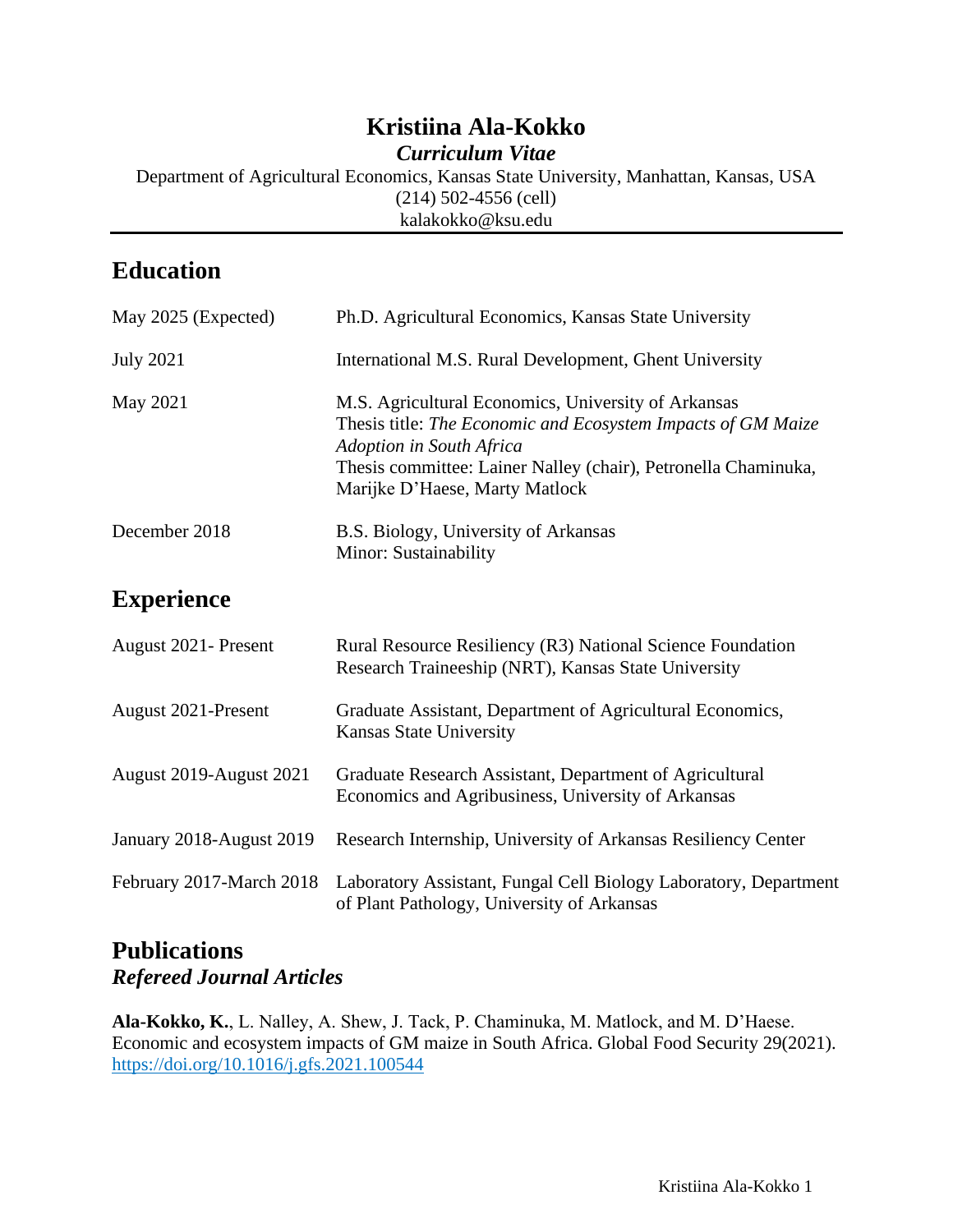# Kristiina Ala-Kokko

***Curriculum Vitae***

Department of Agricultural Economics, Kansas State University, Manhattan, Kansas, USA
(214) 502-4556 (cell)
kalakokko@ksu.edu

## Education

| | |
|---|---|
| May 2025 (Expected) | Ph.D. Agricultural Economics, Kansas State University |
| July 2021 | International M.S. Rural Development, Ghent University |
| May 2021 | M.S. Agricultural Economics, University of Arkansas<br>Thesis title: *The Economic and Ecosystem Impacts of GM Maize Adoption in South Africa*<br>Thesis committee: Lainer Nalley (chair), Petronella Chaminuka, Marijke D'Haese, Marty Matlock |
| December 2018 | B.S. Biology, University of Arkansas<br>Minor: Sustainability |

## Experience

| | |
|---|---|
| August 2021- Present | Rural Resource Resiliency (R3) National Science Foundation Research Traineeship (NRT), Kansas State University |
| August 2021-Present | Graduate Assistant, Department of Agricultural Economics, Kansas State University |
| August 2019-August 2021 | Graduate Research Assistant, Department of Agricultural Economics and Agribusiness, University of Arkansas |
| January 2018-August 2019 | Research Internship, University of Arkansas Resiliency Center |
| February 2017-March 2018 | Laboratory Assistant, Fungal Cell Biology Laboratory, Department of Plant Pathology, University of Arkansas |

## Publications

### *Refereed Journal Articles*

**Ala-Kokko, K.**, L. Nalley, A. Shew, J. Tack, P. Chaminuka, M. Matlock, and M. D'Haese. Economic and ecosystem impacts of GM maize in South Africa. Global Food Security 29(2021). https://doi.org/10.1016/j.gfs.2021.100544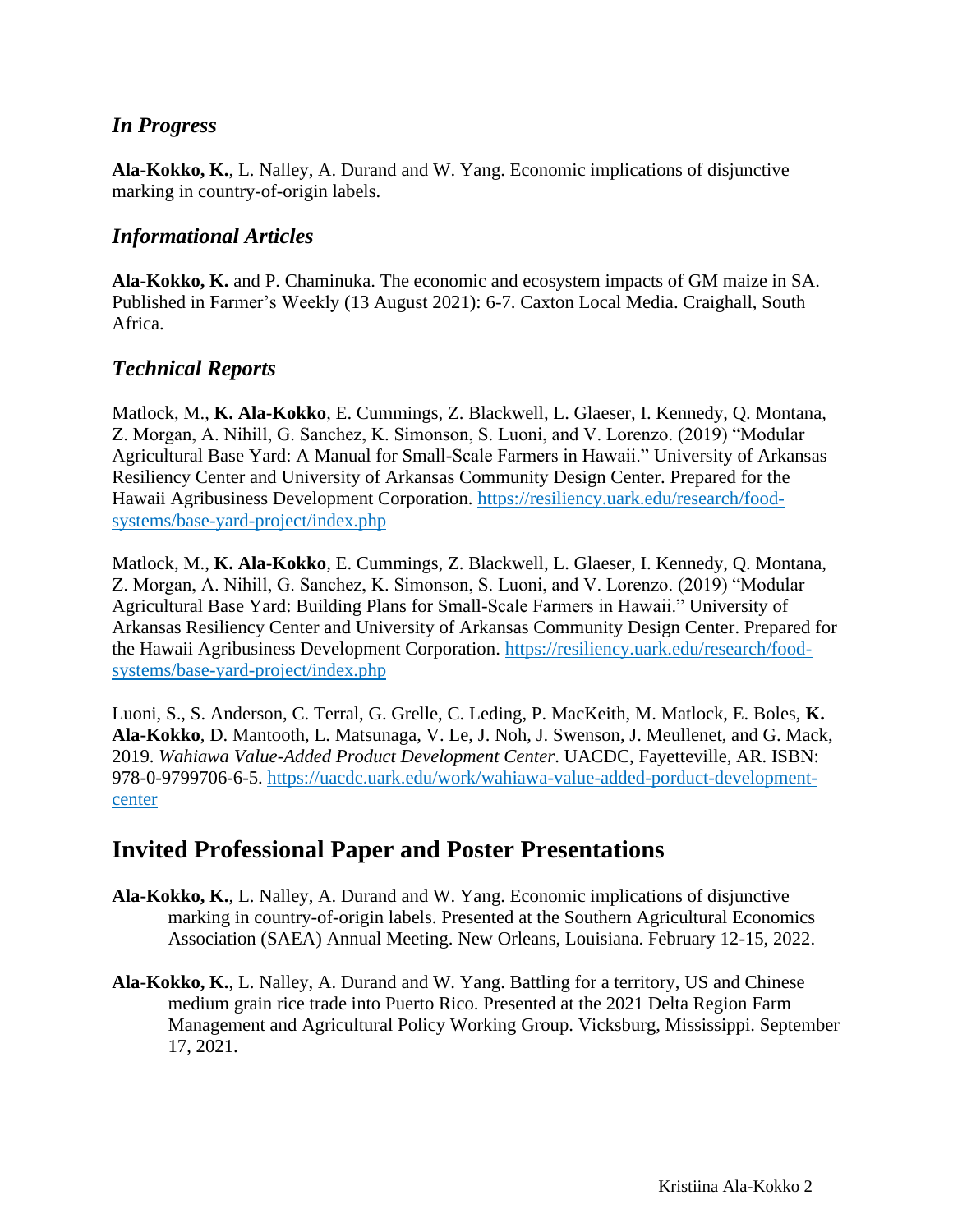### *In Progress*

**Ala-Kokko, K.**, L. Nalley, A. Durand and W. Yang. Economic implications of disjunctive marking in country-of-origin labels.

### *Informational Articles*

**Ala-Kokko, K.** and P. Chaminuka. The economic and ecosystem impacts of GM maize in SA. Published in Farmer's Weekly (13 August 2021): 6-7. Caxton Local Media. Craighall, South Africa.

### *Technical Reports*

Matlock, M., **K. Ala-Kokko**, E. Cummings, Z. Blackwell, L. Glaeser, I. Kennedy, Q. Montana, Z. Morgan, A. Nihill, G. Sanchez, K. Simonson, S. Luoni, and V. Lorenzo. (2019) "Modular Agricultural Base Yard: A Manual for Small-Scale Farmers in Hawaii." University of Arkansas Resiliency Center and University of Arkansas Community Design Center. Prepared for the Hawaii Agribusiness Development Corporation. https://resiliency.uark.edu/research/food-systems/base-yard-project/index.php

Matlock, M., **K. Ala-Kokko**, E. Cummings, Z. Blackwell, L. Glaeser, I. Kennedy, Q. Montana, Z. Morgan, A. Nihill, G. Sanchez, K. Simonson, S. Luoni, and V. Lorenzo. (2019) "Modular Agricultural Base Yard: Building Plans for Small-Scale Farmers in Hawaii." University of Arkansas Resiliency Center and University of Arkansas Community Design Center. Prepared for the Hawaii Agribusiness Development Corporation. https://resiliency.uark.edu/research/food-systems/base-yard-project/index.php

Luoni, S., S. Anderson, C. Terral, G. Grelle, C. Leding, P. MacKeith, M. Matlock, E. Boles, **K. Ala-Kokko**, D. Mantooth, L. Matsunaga, V. Le, J. Noh, J. Swenson, J. Meullenet, and G. Mack, 2019. *Wahiawa Value-Added Product Development Center*. UACDC, Fayetteville, AR. ISBN: 978-0-9799706-6-5. https://uacdc.uark.edu/work/wahiawa-value-added-porduct-development-center

## Invited Professional Paper and Poster Presentations

**Ala-Kokko, K.**, L. Nalley, A. Durand and W. Yang. Economic implications of disjunctive marking in country-of-origin labels. Presented at the Southern Agricultural Economics Association (SAEA) Annual Meeting. New Orleans, Louisiana. February 12-15, 2022.

**Ala-Kokko, K.**, L. Nalley, A. Durand and W. Yang. Battling for a territory, US and Chinese medium grain rice trade into Puerto Rico. Presented at the 2021 Delta Region Farm Management and Agricultural Policy Working Group. Vicksburg, Mississippi. September 17, 2021.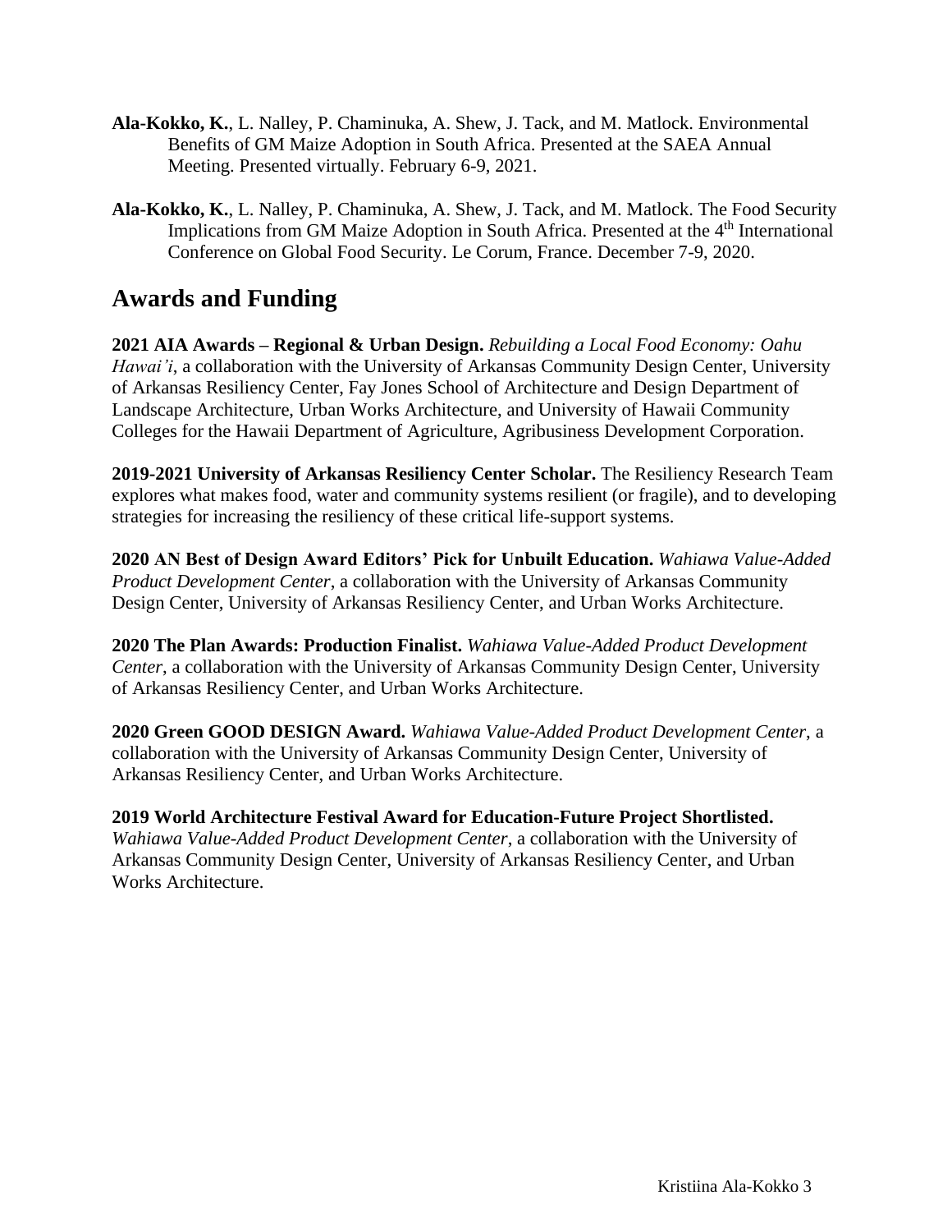**Ala-Kokko, K.**, L. Nalley, P. Chaminuka, A. Shew, J. Tack, and M. Matlock. Environmental Benefits of GM Maize Adoption in South Africa. Presented at the SAEA Annual Meeting. Presented virtually. February 6-9, 2021.

**Ala-Kokko, K.**, L. Nalley, P. Chaminuka, A. Shew, J. Tack, and M. Matlock. The Food Security Implications from GM Maize Adoption in South Africa. Presented at the 4th International Conference on Global Food Security. Le Corum, France. December 7-9, 2020.

## Awards and Funding

**2021 AIA Awards – Regional & Urban Design.** *Rebuilding a Local Food Economy: Oahu Hawai'i*, a collaboration with the University of Arkansas Community Design Center, University of Arkansas Resiliency Center, Fay Jones School of Architecture and Design Department of Landscape Architecture, Urban Works Architecture, and University of Hawaii Community Colleges for the Hawaii Department of Agriculture, Agribusiness Development Corporation.

**2019-2021 University of Arkansas Resiliency Center Scholar.** The Resiliency Research Team explores what makes food, water and community systems resilient (or fragile), and to developing strategies for increasing the resiliency of these critical life-support systems.

**2020 AN Best of Design Award Editors' Pick for Unbuilt Education.** *Wahiawa Value-Added Product Development Center*, a collaboration with the University of Arkansas Community Design Center, University of Arkansas Resiliency Center, and Urban Works Architecture.

**2020 The Plan Awards: Production Finalist.** *Wahiawa Value-Added Product Development Center*, a collaboration with the University of Arkansas Community Design Center, University of Arkansas Resiliency Center, and Urban Works Architecture.

**2020 Green GOOD DESIGN Award.** *Wahiawa Value-Added Product Development Center*, a collaboration with the University of Arkansas Community Design Center, University of Arkansas Resiliency Center, and Urban Works Architecture.

**2019 World Architecture Festival Award for Education-Future Project Shortlisted.** *Wahiawa Value-Added Product Development Center*, a collaboration with the University of Arkansas Community Design Center, University of Arkansas Resiliency Center, and Urban Works Architecture.